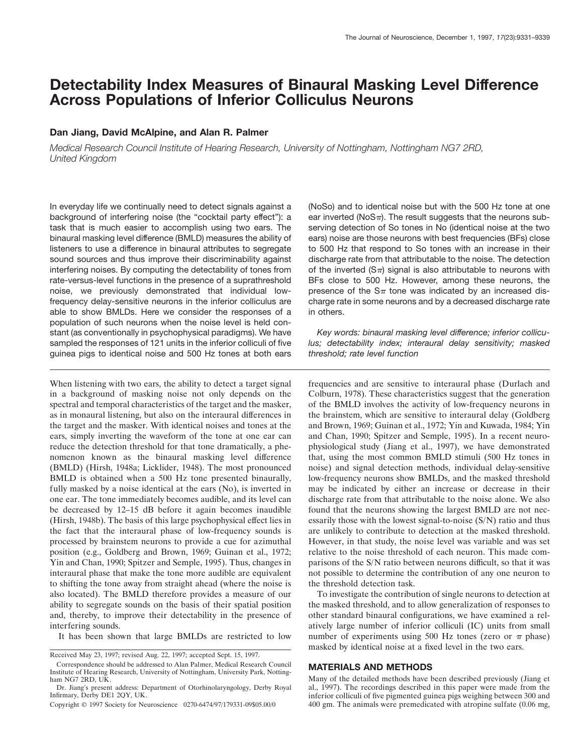# Detectability Index Measures of Binaural Masking Level Difference Across Populations of Inferior Colliculus Neurons

**Dan Jiang, David McAlpine, and Alan R. Palmer**

*Medical Research Council Institute of Hearing Research, University of Nottingham, Nottingham NG7 2RD, United Kingdom*

In everyday life we continually need to detect signals against a background of interfering noise (the "cocktail party effect"): a task that is much easier to accomplish using two ears. The binaural masking level difference (BMLD) measures the ability of listeners to use a difference in binaural attributes to segregate sound sources and thus improve their discriminability against interfering noises. By computing the detectability of tones from rate-versus-level functions in the presence of a suprathreshold noise, we previously demonstrated that individual low-frequency delay-sensitive neurons in the inferior colliculus are able to show BMLDs. Here we consider the responses of a population of such neurons when the noise level is held constant (as conventionally in psychophysical paradigms). We have sampled the responses of 121 units in the inferior colliculi of five guinea pigs to identical noise and 500 Hz tones at both ears (NoSo) and to identical noise but with the 500 Hz tone at one ear inverted (NoS$\pi$). The result suggests that the neurons subserving detection of So tones in No (identical noise at the two ears) noise are those neurons with best frequencies (BFs) close to 500 Hz that respond to So tones with an increase in their discharge rate from that attributable to the noise. The detection of the inverted (S$\pi$) signal is also attributable to neurons with BFs close to 500 Hz. However, among these neurons, the presence of the S$\pi$ tone was indicated by an increased discharge rate in some neurons and by a decreased discharge rate in others.

*Key words: binaural masking level difference; inferior colliculus; detectability index; interaural delay sensitivity; masked threshold; rate level function*

When listening with two ears, the ability to detect a target signal in a background of masking noise not only depends on the spectral and temporal characteristics of the target and the masker, as in monaural listening, but also on the interaural differences in the target and the masker. With identical noises and tones at the ears, simply inverting the waveform of the tone at one ear can reduce the detection threshold for that tone dramatically, a phenomenon known as the binaural masking level difference (BMLD) (Hirsh, 1948a; Licklider, 1948). The most pronounced BMLD is obtained when a 500 Hz tone presented binaurally, fully masked by a noise identical at the ears (No), is inverted in one ear. The tone immediately becomes audible, and its level can be decreased by 12–15 dB before it again becomes inaudible (Hirsh, 1948b). The basis of this large psychophysical effect lies in the fact that the interaural phase of low-frequency sounds is processed by brainstem neurons to provide a cue for azimuthal position (e.g., Goldberg and Brown, 1969; Guinan et al., 1972; Yin and Chan, 1990; Spitzer and Semple, 1995). Thus, changes in interaural phase that make the tone more audible are equivalent to shifting the tone away from straight ahead (where the noise is also located). The BMLD therefore provides a measure of our ability to segregate sounds on the basis of their spatial position and, thereby, to improve their detectability in the presence of interfering sounds.

It has been shown that large BMLDs are restricted to low frequencies and are sensitive to interaural phase (Durlach and Colburn, 1978). These characteristics suggest that the generation of the BMLD involves the activity of low-frequency neurons in the brainstem, which are sensitive to interaural delay (Goldberg and Brown, 1969; Guinan et al., 1972; Yin and Kuwada, 1984; Yin and Chan, 1990; Spitzer and Semple, 1995). In a recent neurophysiological study (Jiang et al., 1997), we have demonstrated that, using the most common BMLD stimuli (500 Hz tones in noise) and signal detection methods, individual delay-sensitive low-frequency neurons show BMLDs, and the masked threshold may be indicated by either an increase or decrease in their discharge rate from that attributable to the noise alone. We also found that the neurons showing the largest BMLD are not necessarily those with the lowest signal-to-noise (S/N) ratio and thus are unlikely to contribute to detection at the masked threshold. However, in that study, the noise level was variable and was set relative to the noise threshold of each neuron. This made comparisons of the S/N ratio between neurons difficult, so that it was not possible to determine the contribution of any one neuron to the threshold detection task.

To investigate the contribution of single neurons to detection at the masked threshold, and to allow generalization of responses to other standard binaural configurations, we have examined a relatively large number of inferior colliculi (IC) units from small number of experiments using 500 Hz tones (zero or $\pi$ phase) masked by identical noise at a fixed level in the two ears.

## MATERIALS AND METHODS

Many of the detailed methods have been described previously (Jiang et al., 1997). The recordings described in this paper were made from the inferior colliculi of five pigmented guinea pigs weighing between 300 and 400 gm. The animals were premedicated with atropine sulfate (0.06 mg,

Received May 23, 1997; revised Aug. 22, 1997; accepted Sept. 15, 1997.

Correspondence should be addressed to Alan Palmer, Medical Research Council Institute of Hearing Research, University of Nottingham, University Park, Nottingham NG7 2RD, UK.

Dr. Jiang's present address: Department of Otorhinolaryngology, Derby Royal Infirmary, Derby DE1 2QY, UK.

Copyright © 1997 Society for Neuroscience 0270-6474/97/179331-09$05.00/0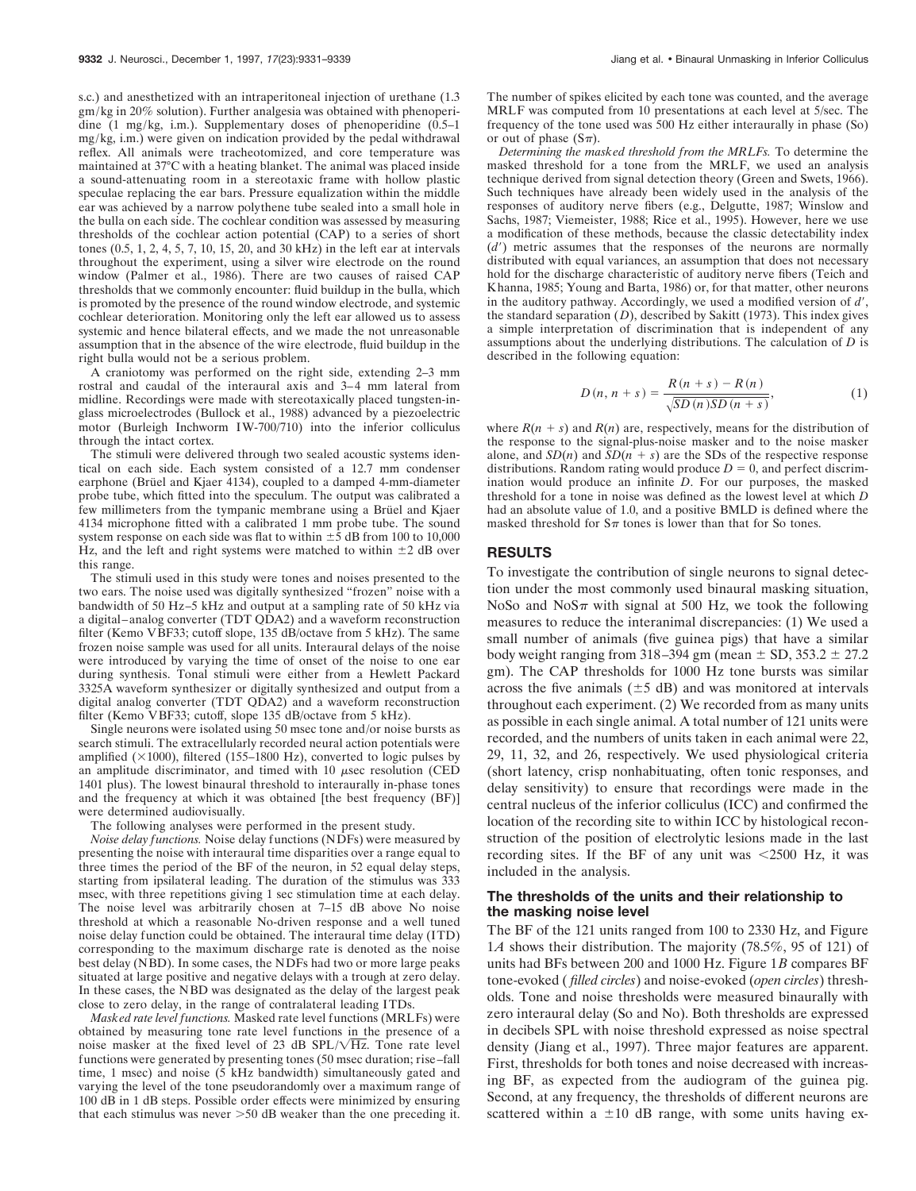s.c.) and anesthetized with an intraperitoneal injection of urethane (1.3 gm/kg in 20% solution). Further analgesia was obtained with phenoperidine (1 mg/kg, i.m.). Supplementary doses of phenoperidine (0.5–1 mg/kg, i.m.) were given on indication provided by the pedal withdrawal reflex. All animals were tracheotomized, and core temperature was maintained at 37°C with a heating blanket. The animal was placed inside a sound-attenuating room in a stereotaxic frame with hollow plastic speculae replacing the ear bars. Pressure equalization within the middle ear was achieved by a narrow polythene tube sealed into a small hole in the bulla on each side. The cochlear condition was assessed by measuring thresholds of the cochlear action potential (CAP) to a series of short tones (0.5, 1, 2, 4, 5, 7, 10, 15, 20, and 30 kHz) in the left ear at intervals throughout the experiment, using a silver wire electrode on the round window (Palmer et al., 1986). There are two causes of raised CAP thresholds that we commonly encounter: fluid buildup in the bulla, which is promoted by the presence of the round window electrode, and systemic cochlear deterioration. Monitoring only the left ear allowed us to assess systemic and hence bilateral effects, and we made the not unreasonable assumption that in the absence of the wire electrode, fluid buildup in the right bulla would not be a serious problem.

A craniotomy was performed on the right side, extending 2–3 mm rostral and caudal of the interaural axis and 3–4 mm lateral from midline. Recordings were made with stereotaxically placed tungsten-in-glass microelectrodes (Bullock et al., 1988) advanced by a piezoelectric motor (Burleigh Inchworm IW-700/710) into the inferior colliculus through the intact cortex.

The stimuli were delivered through two sealed acoustic systems identical on each side. Each system consisted of a 12.7 mm condenser earphone (Brüel and Kjaer 4134), coupled to a damped 4-mm-diameter probe tube, which fitted into the speculum. The output was calibrated a few millimeters from the tympanic membrane using a Brüel and Kjaer 4134 microphone fitted with a calibrated 1 mm probe tube. The sound system response on each side was flat to within ±5 dB from 100 to 10,000 Hz, and the left and right systems were matched to within ±2 dB over this range.

The stimuli used in this study were tones and noises presented to the two ears. The noise used was digitally synthesized "frozen" noise with a bandwidth of 50 Hz–5 kHz and output at a sampling rate of 50 kHz via a digital–analog converter (TDT QDA2) and a waveform reconstruction filter (Kemo VBF33; cutoff slope, 135 dB/octave from 5 kHz). The same frozen noise sample was used for all units. Interaural delays of the noise were introduced by varying the time of onset of the noise to one ear during synthesis. Tonal stimuli were either from a Hewlett Packard 3325A waveform synthesizer or digitally synthesized and output from a digital analog converter (TDT QDA2) and a waveform reconstruction filter (Kemo VBF33; cutoff, slope 135 dB/octave from 5 kHz).

Single neurons were isolated using 50 msec tone and/or noise bursts as search stimuli. The extracellularly recorded neural action potentials were amplified (×1000), filtered (155–1800 Hz), converted to logic pulses by an amplitude discriminator, and timed with 10 μsec resolution (CED 1401 plus). The lowest binaural threshold to interaurally in-phase tones and the frequency at which it was obtained [the best frequency (BF)] were determined audiovisually.

The following analyses were performed in the present study.

*Noise delay functions.* Noise delay functions (NDFs) were measured by presenting the noise with interaural time disparities over a range equal to three times the period of the BF of the neuron, in 52 equal delay steps, starting from ipsilateral leading. The duration of the stimulus was 333 msec, with three repetitions giving 1 sec stimulation time at each delay. The noise level was arbitrarily chosen at 7–15 dB above No noise threshold at which a reasonable No-driven response and a well tuned noise delay function could be obtained. The interaural time delay (ITD) corresponding to the maximum discharge rate is denoted as the noise best delay (NBD). In some cases, the NDFs had two or more large peaks situated at large positive and negative delays with a trough at zero delay. In these cases, the NBD was designated as the delay of the largest peak close to zero delay, in the range of contralateral leading ITDs.

*Masked rate level functions.* Masked rate level functions (MRLFs) were obtained by measuring tone rate level functions in the presence of a noise masker at the fixed level of 23 dB SPL/$\sqrt{\text{Hz}}$. Tone rate level functions were generated by presenting tones (50 msec duration; rise–fall time, 1 msec) and noise (5 kHz bandwidth) simultaneously gated and varying the level of the tone pseudorandomly over a maximum range of 100 dB in 1 dB steps. Possible order effects were minimized by ensuring that each stimulus was never >50 dB weaker than the one preceding it. The number of spikes elicited by each tone was counted, and the average MRLF was computed from 10 presentations at each level at 5/sec. The frequency of the tone used was 500 Hz either interaurally in phase (So) or out of phase (Sπ).

*Determining the masked threshold from the MRLFs.* To determine the masked threshold for a tone from the MRLF, we used an analysis technique derived from signal detection theory (Green and Swets, 1966). Such techniques have already been widely used in the analysis of the responses of auditory nerve fibers (e.g., Delgutte, 1987; Winslow and Sachs, 1987; Viemeister, 1988; Rice et al., 1995). However, here we use a modification of these methods, because the classic detectability index ($d'$) metric assumes that the responses of the neurons are normally distributed with equal variances, an assumption that does not necessary hold for the discharge characteristic of auditory nerve fibers (Teich and Khanna, 1985; Young and Barta, 1986) or, for that matter, other neurons in the auditory pathway. Accordingly, we used a modified version of $d'$, the standard separation ($D$), described by Sakitt (1973). This index gives a simple interpretation of discrimination that is independent of any assumptions about the underlying distributions. The calculation of $D$ is described in the following equation:

$$D(n, n+s) = \frac{R(n+s) - R(n)}{\sqrt{SD(n)SD(n+s)}}, \tag{1}$$

where $R(n+s)$ and $R(n)$ are, respectively, means for the distribution of the response to the signal-plus-noise masker and to the noise masker alone, and $SD(n)$ and $SD(n+s)$ are the SDs of the respective response distributions. Random rating would produce $D = 0$, and perfect discrimination would produce an infinite $D$. For our purposes, the masked threshold for a tone in noise was defined as the lowest level at which $D$ had an absolute value of 1.0, and a positive BMLD is defined where the masked threshold for Sπ tones is lower than that for So tones.

## RESULTS

To investigate the contribution of single neurons to signal detection under the most commonly used binaural masking situation, NoSo and NoSπ with signal at 500 Hz, we took the following measures to reduce the interanimal discrepancies: (1) We used a small number of animals (five guinea pigs) that have a similar body weight ranging from 318–394 gm (mean ± SD, 353.2 ± 27.2 gm). The CAP thresholds for 1000 Hz tone bursts was similar across the five animals (±5 dB) and was monitored at intervals throughout each experiment. (2) We recorded from as many units as possible in each single animal. A total number of 121 units were recorded, and the numbers of units taken in each animal were 22, 29, 11, 32, and 26, respectively. We used physiological criteria (short latency, crisp nonhabituating, often tonic responses, and delay sensitivity) to ensure that recordings were made in the central nucleus of the inferior colliculus (ICC) and confirmed the location of the recording site to within ICC by histological reconstruction of the position of electrolytic lesions made in the last recording sites. If the BF of any unit was <2500 Hz, it was included in the analysis.

### The thresholds of the units and their relationship to the masking noise level

The BF of the 121 units ranged from 100 to 2330 Hz, and Figure 1*A* shows their distribution. The majority (78.5%, 95 of 121) of units had BFs between 200 and 1000 Hz. Figure 1*B* compares BF tone-evoked (*filled circles*) and noise-evoked (*open circles*) thresholds. Tone and noise thresholds were measured binaurally with zero interaural delay (So and No). Both thresholds are expressed in decibels SPL with noise threshold expressed as noise spectral density (Jiang et al., 1997). Three major features are apparent. First, thresholds for both tones and noise decreased with increasing BF, as expected from the audiogram of the guinea pig. Second, at any frequency, the thresholds of different neurons are scattered within a ±10 dB range, with some units having ex-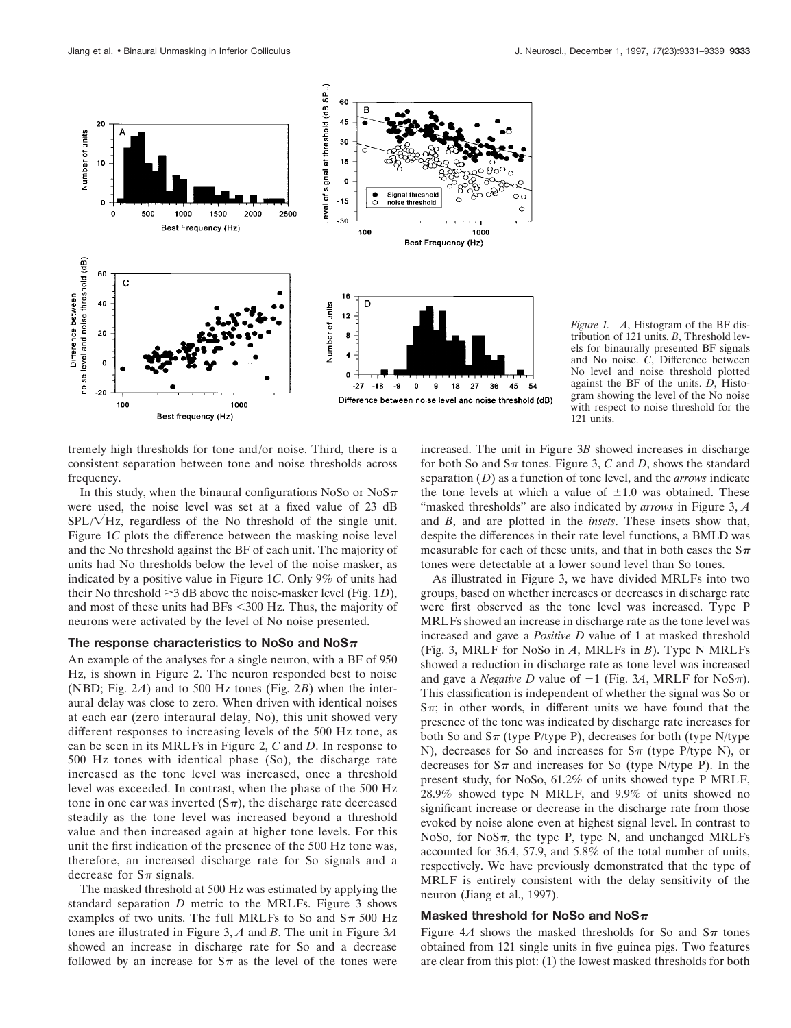*Figure 1.* *A*, Histogram of the BF distribution of 121 units. *B*, Threshold levels for binaurally presented BF signals and No noise. *C*, Difference between No level and noise threshold plotted against the BF of the units. *D*, Histogram showing the level of the No noise with respect to noise threshold for the 121 units.

tremely high thresholds for tone and/or noise. Third, there is a consistent separation between tone and noise thresholds across frequency.

In this study, when the binaural configurations NoSo or NoS$\pi$ were used, the noise level was set at a fixed value of 23 dB SPL/$\sqrt{\text{Hz}}$, regardless of the No threshold of the single unit. Figure 1*C* plots the difference between the masking noise level and the No threshold against the BF of each unit. The majority of units had No thresholds below the level of the noise masker, as indicated by a positive value in Figure 1*C*. Only 9% of units had their No threshold $\geq$3 dB above the noise-masker level (Fig. 1*D*), and most of these units had BFs <300 Hz. Thus, the majority of neurons were activated by the level of No noise presented.

### The response characteristics to NoSo and NoS$\pi$

An example of the analyses for a single neuron, with a BF of 950 Hz, is shown in Figure 2. The neuron responded best to noise (NBD; Fig. 2*A*) and to 500 Hz tones (Fig. 2*B*) when the interaural delay was close to zero. When driven with identical noises at each ear (zero interaural delay, No), this unit showed very different responses to increasing levels of the 500 Hz tone, as can be seen in its MRLFs in Figure 2, *C* and *D*. In response to 500 Hz tones with identical phase (So), the discharge rate increased as the tone level was increased, once a threshold level was exceeded. In contrast, when the phase of the 500 Hz tone in one ear was inverted (S$\pi$), the discharge rate decreased steadily as the tone level was increased beyond a threshold value and then increased again at higher tone levels. For this unit the first indication of the presence of the 500 Hz tone was, therefore, an increased discharge rate for So signals and a decrease for S$\pi$ signals.

The masked threshold at 500 Hz was estimated by applying the standard separation *D* metric to the MRLFs. Figure 3 shows examples of two units. The full MRLFs to So and S$\pi$ 500 Hz tones are illustrated in Figure 3, *A* and *B*. The unit in Figure 3*A* showed an increase in discharge rate for So and a decrease followed by an increase for S$\pi$ as the level of the tones were increased. The unit in Figure 3*B* showed increases in discharge for both So and S$\pi$ tones. Figure 3, *C* and *D*, shows the standard separation (*D*) as a function of tone level, and the *arrows* indicate the tone levels at which a value of $\pm$1.0 was obtained. These "masked thresholds" are also indicated by *arrows* in Figure 3, *A* and *B*, and are plotted in the *insets*. These insets show that, despite the differences in their rate level functions, a BMLD was measurable for each of these units, and that in both cases the S$\pi$ tones were detectable at a lower sound level than So tones.

As illustrated in Figure 3, we have divided MRLFs into two groups, based on whether increases or decreases in discharge rate were first observed as the tone level was increased. Type P MRLFs showed an increase in discharge rate as the tone level was increased and gave a *Positive D* value of 1 at masked threshold (Fig. 3, MRLF for NoSo in *A*, MRLFs in *B*). Type N MRLFs showed a reduction in discharge rate as tone level was increased and gave a *Negative D* value of $-1$ (Fig. 3*A*, MRLF for NoS$\pi$). This classification is independent of whether the signal was So or S$\pi$; in other words, in different units we have found that the presence of the tone was indicated by discharge rate increases for both So and S$\pi$ (type P/type P), decreases for both (type N/type N), decreases for So and increases for S$\pi$ (type P/type N), or decreases for S$\pi$ and increases for So (type N/type P). In the present study, for NoSo, 61.2% of units showed type P MRLF, 28.9% showed type N MRLF, and 9.9% of units showed no significant increase or decrease in the discharge rate from those evoked by noise alone even at highest signal level. In contrast to NoSo, for NoS$\pi$, the type P, type N, and unchanged MRLFs accounted for 36.4, 57.9, and 5.8% of the total number of units, respectively. We have previously demonstrated that the type of MRLF is entirely consistent with the delay sensitivity of the neuron (Jiang et al., 1997).

### Masked threshold for NoSo and NoS$\pi$

Figure 4*A* shows the masked thresholds for So and S$\pi$ tones obtained from 121 single units in five guinea pigs. Two features are clear from this plot: (1) the lowest masked thresholds for both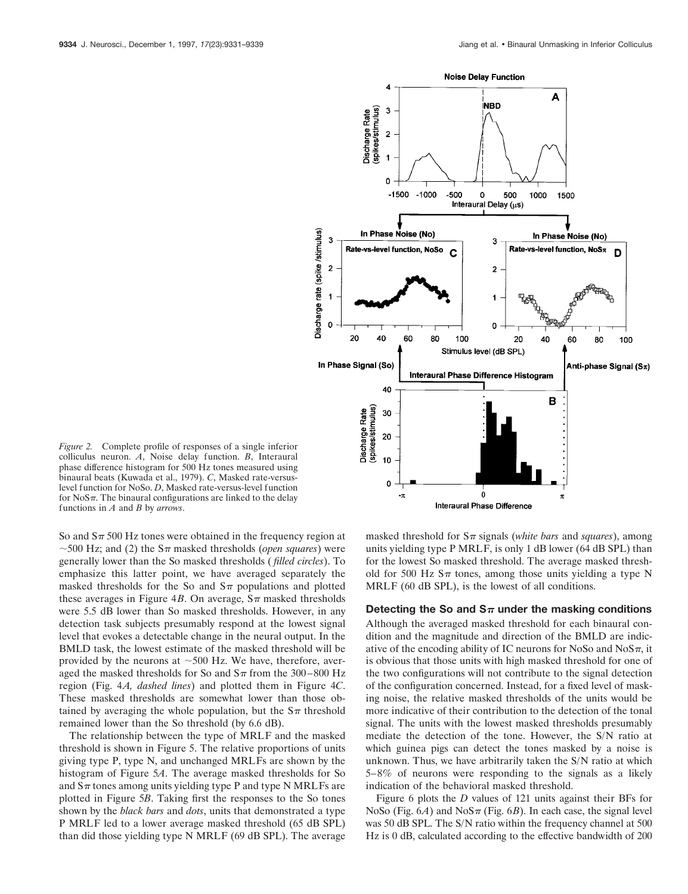*Figure 2.* Complete profile of responses of a single inferior colliculus neuron. *A*, Noise delay function. *B*, Interaural phase difference histogram for 500 Hz tones measured using binaural beats (Kuwada et al., 1979). *C*, Masked rate-versus-level function for NoSo. *D*, Masked rate-versus-level function for NoS$\pi$. The binaural configurations are linked to the delay functions in *A* and *B* by *arrows*.

So and S$\pi$ 500 Hz tones were obtained in the frequency region at ~500 Hz; and (2) the S$\pi$ masked thresholds (*open squares*) were generally lower than the So masked thresholds (*filled circles*). To emphasize this latter point, we have averaged separately the masked thresholds for the So and S$\pi$ populations and plotted these averages in Figure 4*B*. On average, S$\pi$ masked thresholds were 5.5 dB lower than So masked thresholds. However, in any detection task subjects presumably respond at the lowest signal level that evokes a detectable change in the neural output. In the BMLD task, the lowest estimate of the masked threshold will be provided by the neurons at ~500 Hz. We have, therefore, averaged the masked thresholds for So and S$\pi$ from the 300–800 Hz region (Fig. 4*A, dashed lines*) and plotted them in Figure 4*C*. These masked thresholds are somewhat lower than those obtained by averaging the whole population, but the S$\pi$ threshold remained lower than the So threshold (by 6.6 dB).

The relationship between the type of MRLF and the masked threshold is shown in Figure 5. The relative proportions of units giving type P, type N, and unchanged MRLFs are shown by the histogram of Figure 5*A*. The average masked thresholds for So and S$\pi$ tones among units yielding type P and type N MRLFs are plotted in Figure 5*B*. Taking first the responses to the So tones shown by the *black bars* and *dots*, units that demonstrated a type P MRLF led to a lower average masked threshold (65 dB SPL) than did those yielding type N MRLF (69 dB SPL). The average masked threshold for S$\pi$ signals (*white bars* and *squares*), among units yielding type P MRLF, is only 1 dB lower (64 dB SPL) than for the lowest So masked threshold. The average masked threshold for 500 Hz S$\pi$ tones, among those units yielding a type N MRLF (60 dB SPL), is the lowest of all conditions.

### Detecting the So and S$\pi$ under the masking conditions

Although the averaged masked threshold for each binaural condition and the magnitude and direction of the BMLD are indicative of the encoding ability of IC neurons for NoSo and NoS$\pi$, it is obvious that those units with high masked threshold for one of the two configurations will not contribute to the signal detection of the configuration concerned. Instead, for a fixed level of masking noise, the relative masked thresholds of the units would be more indicative of their contribution to the detection of the tonal signal. The units with the lowest masked thresholds presumably mediate the detection of the tone. However, the S/N ratio at which guinea pigs can detect the tones masked by a noise is unknown. Thus, we have arbitrarily taken the S/N ratio at which 5–8% of neurons were responding to the signals as a likely indication of the behavioral masked threshold.

Figure 6 plots the *D* values of 121 units against their BFs for NoSo (Fig. 6*A*) and NoS$\pi$ (Fig. 6*B*). In each case, the signal level was 50 dB SPL. The S/N ratio within the frequency channel at 500 Hz is 0 dB, calculated according to the effective bandwidth of 200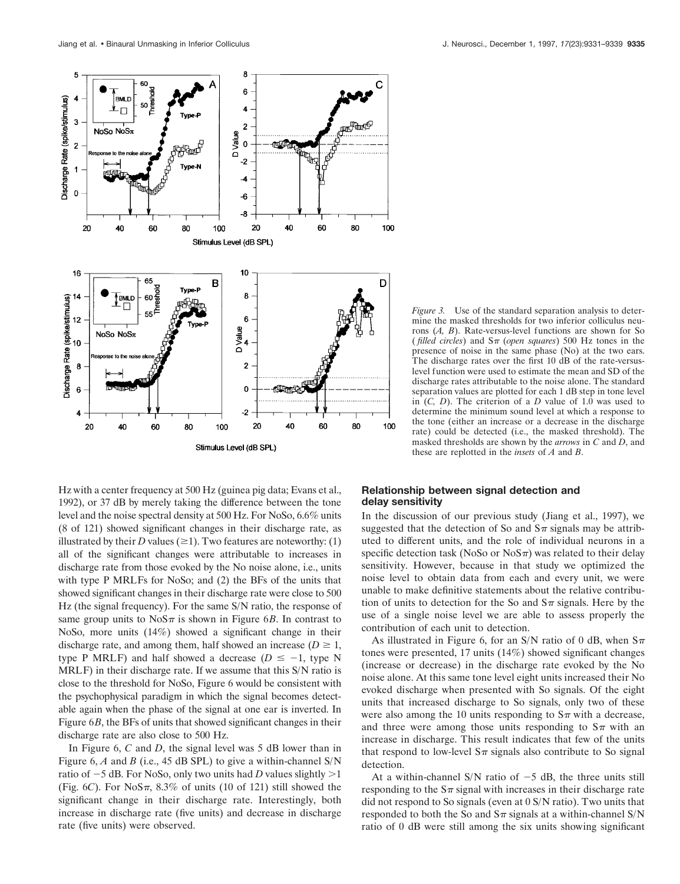*Figure 3.* Use of the standard separation analysis to determine the masked thresholds for two inferior colliculus neurons (*A, B*). Rate-versus-level functions are shown for So (*filled circles*) and S$\pi$ (*open squares*) 500 Hz tones in the presence of noise in the same phase (No) at the two ears. The discharge rates over the first 10 dB of the rate-versus-level function were used to estimate the mean and SD of the discharge rates attributable to the noise alone. The standard separation values are plotted for each 1 dB step in tone level in (*C, D*). The criterion of a *D* value of 1.0 was used to determine the minimum sound level at which a response to the tone (either an increase or a decrease in the discharge rate) could be detected (i.e., the masked threshold). The masked thresholds are shown by the *arrows* in *C* and *D*, and these are replotted in the *insets* of *A* and *B*.

Hz with a center frequency at 500 Hz (guinea pig data; Evans et al., 1992), or 37 dB by merely taking the difference between the tone level and the noise spectral density at 500 Hz. For NoSo, 6.6% units (8 of 121) showed significant changes in their discharge rate, as illustrated by their *D* values ($\geq$1). Two features are noteworthy: (1) all of the significant changes were attributable to increases in discharge rate from those evoked by the No noise alone, i.e., units with type P MRLFs for NoSo; and (2) the BFs of the units that showed significant changes in their discharge rate were close to 500 Hz (the signal frequency). For the same S/N ratio, the response of same group units to NoS$\pi$ is shown in Figure 6*B*. In contrast to NoSo, more units (14%) showed a significant change in their discharge rate, and among them, half showed an increase ($D \geq 1$, type P MRLF) and half showed a decrease ($D \leq -1$, type N MRLF) in their discharge rate. If we assume that this S/N ratio is close to the threshold for NoSo, Figure 6 would be consistent with the psychophysical paradigm in which the signal becomes detectable again when the phase of the signal at one ear is inverted. In Figure 6*B*, the BFs of units that showed significant changes in their discharge rate are also close to 500 Hz.

In Figure 6, *C* and *D*, the signal level was 5 dB lower than in Figure 6, *A* and *B* (i.e., 45 dB SPL) to give a within-channel S/N ratio of $-5$ dB. For NoSo, only two units had *D* values slightly $>$1 (Fig. 6*C*). For NoS$\pi$, 8.3% of units (10 of 121) still showed the significant change in their discharge rate. Interestingly, both increase in discharge rate (five units) and decrease in discharge rate (five units) were observed.

### Relationship between signal detection and delay sensitivity

In the discussion of our previous study (Jiang et al., 1997), we suggested that the detection of So and S$\pi$ signals may be attributed to different units, and the role of individual neurons in a specific detection task (NoSo or NoS$\pi$) was related to their delay sensitivity. However, because in that study we optimized the noise level to obtain data from each and every unit, we were unable to make definitive statements about the relative contribution of units to detection for the So and S$\pi$ signals. Here by the use of a single noise level we are able to assess properly the contribution of each unit to detection.

As illustrated in Figure 6, for an S/N ratio of 0 dB, when S$\pi$ tones were presented, 17 units (14%) showed significant changes (increase or decrease) in the discharge rate evoked by the No noise alone. At this same tone level eight units increased their No evoked discharge when presented with So signals. Of the eight units that increased discharge to So signals, only two of these were also among the 10 units responding to S$\pi$ with a decrease, and three were among those units responding to S$\pi$ with an increase in discharge. This result indicates that few of the units that respond to low-level S$\pi$ signals also contribute to So signal detection.

At a within-channel S/N ratio of $-5$ dB, the three units still responding to the S$\pi$ signal with increases in their discharge rate did not respond to So signals (even at 0 S/N ratio). Two units that responded to both the So and S$\pi$ signals at a within-channel S/N ratio of 0 dB were still among the six units showing significant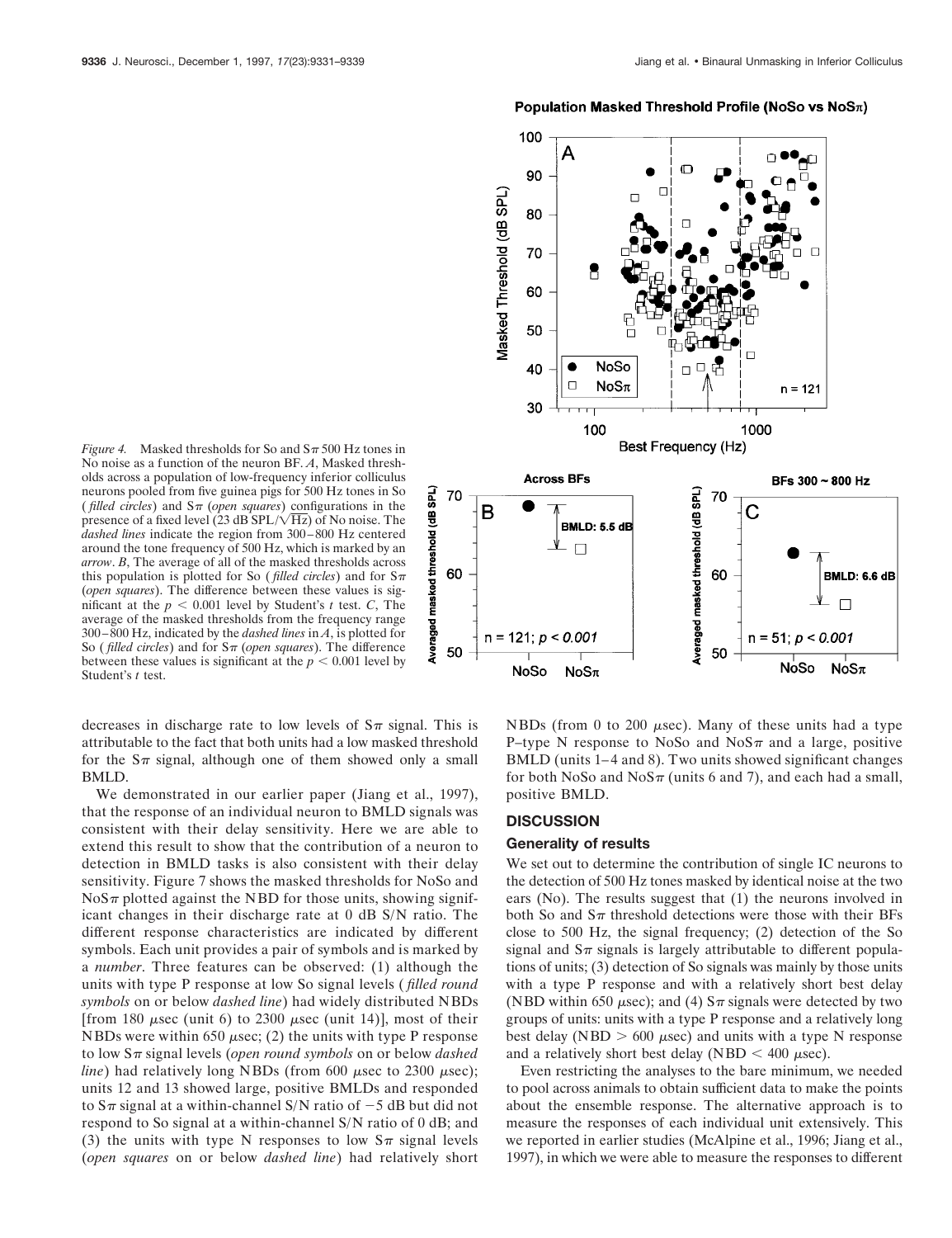*Figure 4.* Masked thresholds for So and $S\pi$ 500 Hz tones in No noise as a function of the neuron BF. *A*, Masked thresholds across a population of low-frequency inferior colliculus neurons pooled from five guinea pigs for 500 Hz tones in So (*filled circles*) and $S\pi$ (*open squares*) configurations in the presence of a fixed level (23 dB SPL/$\sqrt{\text{Hz}}$) of No noise. The *dashed lines* indicate the region from 300–800 Hz centered around the tone frequency of 500 Hz, which is marked by an *arrow*. *B*, The average of all of the masked thresholds across this population is plotted for So (*filled circles*) and for $S\pi$ (*open squares*). The difference between these values is significant at the $p < 0.001$ level by Student's *t* test. *C*, The average of the masked thresholds from the frequency range 300–800 Hz, indicated by the *dashed lines* in *A*, is plotted for So (*filled circles*) and for $S\pi$ (*open squares*). The difference between these values is significant at the $p < 0.001$ level by Student's *t* test.

decreases in discharge rate to low levels of $S\pi$ signal. This is attributable to the fact that both units had a low masked threshold for the $S\pi$ signal, although one of them showed only a small BMLD.

We demonstrated in our earlier paper (Jiang et al., 1997), that the response of an individual neuron to BMLD signals was consistent with their delay sensitivity. Here we are able to extend this result to show that the contribution of a neuron to detection in BMLD tasks is also consistent with their delay sensitivity. Figure 7 shows the masked thresholds for NoSo and $NoS\pi$ plotted against the NBD for those units, showing significant changes in their discharge rate at 0 dB S/N ratio. The different response characteristics are indicated by different symbols. Each unit provides a pair of symbols and is marked by a *number*. Three features can be observed: (1) although the units with type P response at low So signal levels (*filled round symbols* on or below *dashed line*) had widely distributed NBDs [from 180 μsec (unit 6) to 2300 μsec (unit 14)], most of their NBDs were within 650 μsec; (2) the units with type P response to low $S\pi$ signal levels (*open round symbols* on or below *dashed line*) had relatively long NBDs (from 600 μsec to 2300 μsec); units 12 and 13 showed large, positive BMLDs and responded to $S\pi$ signal at a within-channel S/N ratio of −5 dB but did not respond to So signal at a within-channel S/N ratio of 0 dB; and (3) the units with type N responses to low $S\pi$ signal levels (*open squares* on or below *dashed line*) had relatively short NBDs (from 0 to 200 μsec). Many of these units had a type P–type N response to NoSo and $NoS\pi$ and a large, positive BMLD (units 1–4 and 8). Two units showed significant changes for both NoSo and $NoS\pi$ (units 6 and 7), and each had a small, positive BMLD.

## DISCUSSION

### Generality of results

We set out to determine the contribution of single IC neurons to the detection of 500 Hz tones masked by identical noise at the two ears (No). The results suggest that (1) the neurons involved in both So and $S\pi$ threshold detections were those with their BFs close to 500 Hz, the signal frequency; (2) detection of the So signal and $S\pi$ signals is largely attributable to different populations of units; (3) detection of So signals was mainly by those units with a type P response and with a relatively short best delay (NBD within 650 μsec); and (4) $S\pi$ signals were detected by two groups of units: units with a type P response and a relatively long best delay (NBD > 600 μsec) and units with a type N response and a relatively short best delay (NBD < 400 μsec).

Even restricting the analyses to the bare minimum, we needed to pool across animals to obtain sufficient data to make the points about the ensemble response. The alternative approach is to measure the responses of each individual unit extensively. This we reported in earlier studies (McAlpine et al., 1996; Jiang et al., 1997), in which we were able to measure the responses to different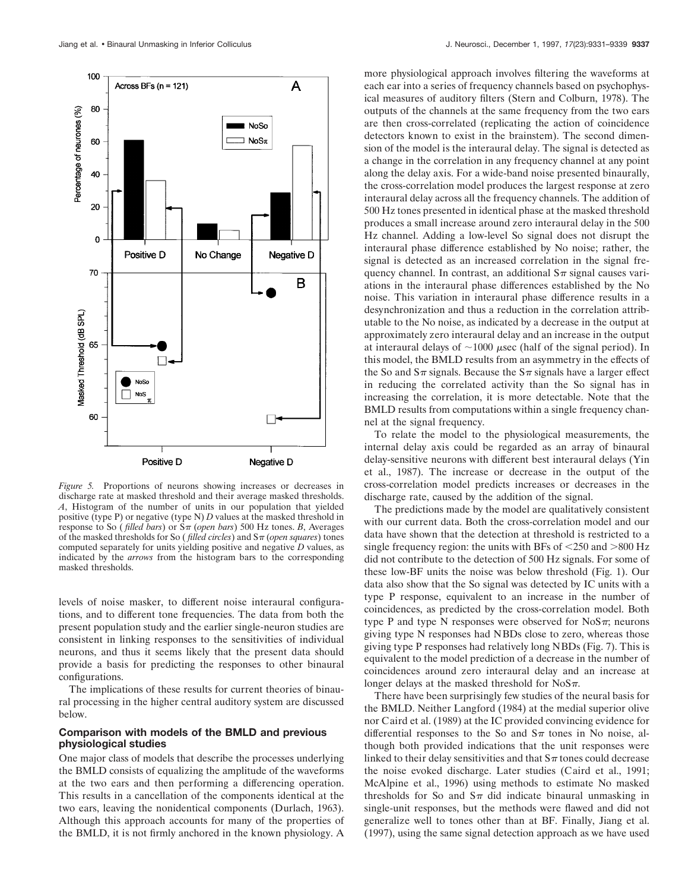*Figure 5.* Proportions of neurons showing increases or decreases in discharge rate at masked threshold and their average masked thresholds. *A*, Histogram of the number of units in our population that yielded positive (type P) or negative (type N) *D* values at the masked threshold in response to So (*filled bars*) or Sπ (*open bars*) 500 Hz tones. *B*, Averages of the masked thresholds for So (*filled circles*) and Sπ (*open squares*) tones computed separately for units yielding positive and negative *D* values, as indicated by the *arrows* from the histogram bars to the corresponding masked thresholds.

levels of noise masker, to different noise interaural configurations, and to different tone frequencies. The data from both the present population study and the earlier single-neuron studies are consistent in linking responses to the sensitivities of individual neurons, and thus it seems likely that the present data should provide a basis for predicting the responses to other binaural configurations.

The implications of these results for current theories of binaural processing in the higher central auditory system are discussed below.

### Comparison with models of the BMLD and previous physiological studies

One major class of models that describe the processes underlying the BMLD consists of equalizing the amplitude of the waveforms at the two ears and then performing a differencing operation. This results in a cancellation of the components identical at the two ears, leaving the nonidentical components (Durlach, 1963). Although this approach accounts for many of the properties of the BMLD, it is not firmly anchored in the known physiology. A more physiological approach involves filtering the waveforms at each ear into a series of frequency channels based on psychophysical measures of auditory filters (Stern and Colburn, 1978). The outputs of the channels at the same frequency from the two ears are then cross-correlated (replicating the action of coincidence detectors known to exist in the brainstem). The second dimension of the model is the interaural delay. The signal is detected as a change in the correlation in any frequency channel at any point along the delay axis. For a wide-band noise presented binaurally, the cross-correlation model produces the largest response at zero interaural delay across all the frequency channels. The addition of 500 Hz tones presented in identical phase at the masked threshold produces a small increase around zero interaural delay in the 500 Hz channel. Adding a low-level So signal does not disrupt the interaural phase difference established by No noise; rather, the signal is detected as an increased correlation in the signal frequency channel. In contrast, an additional Sπ signal causes variations in the interaural phase differences established by the No noise. This variation in interaural phase difference results in a desynchronization and thus a reduction in the correlation attributable to the No noise, as indicated by a decrease in the output at approximately zero interaural delay and an increase in the output at interaural delays of ~1000 μsec (half of the signal period). In this model, the BMLD results from an asymmetry in the effects of the So and Sπ signals. Because the Sπ signals have a larger effect in reducing the correlated activity than the So signal has in increasing the correlation, it is more detectable. Note that the BMLD results from computations within a single frequency channel at the signal frequency.

To relate the model to the physiological measurements, the internal delay axis could be regarded as an array of binaural delay-sensitive neurons with different best interaural delays (Yin et al., 1987). The increase or decrease in the output of the cross-correlation model predicts increases or decreases in the discharge rate, caused by the addition of the signal.

The predictions made by the model are qualitatively consistent with our current data. Both the cross-correlation model and our data have shown that the detection at threshold is restricted to a single frequency region: the units with BFs of <250 and >800 Hz did not contribute to the detection of 500 Hz signals. For some of these low-BF units the noise was below threshold (Fig. 1). Our data also show that the So signal was detected by IC units with a type P response, equivalent to an increase in the number of coincidences, as predicted by the cross-correlation model. Both type P and type N responses were observed for NoSπ; neurons giving type N responses had NBDs close to zero, whereas those giving type P responses had relatively long NBDs (Fig. 7). This is equivalent to the model prediction of a decrease in the number of coincidences around zero interaural delay and an increase at longer delays at the masked threshold for NoSπ.

There have been surprisingly few studies of the neural basis for the BMLD. Neither Langford (1984) at the medial superior olive nor Caird et al. (1989) at the IC provided convincing evidence for differential responses to the So and Sπ tones in No noise, although both provided indications that the unit responses were linked to their delay sensitivities and that Sπ tones could decrease the noise evoked discharge. Later studies (Caird et al., 1991; McAlpine et al., 1996) using methods to estimate No masked thresholds for So and Sπ did indicate binaural unmasking in single-unit responses, but the methods were flawed and did not generalize well to tones other than at BF. Finally, Jiang et al. (1997), using the same signal detection approach as we have used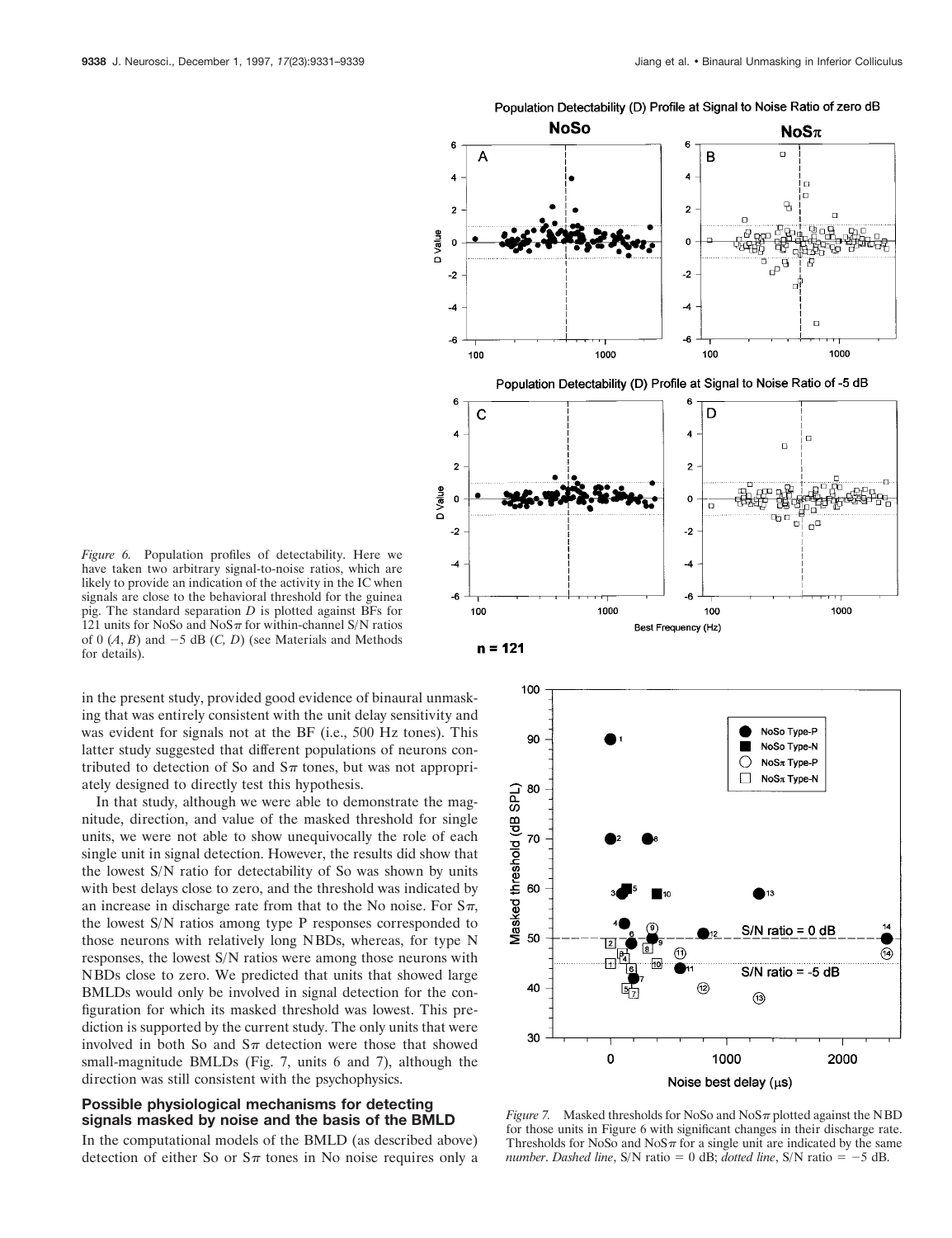Population Detectability (D) Profile at Signal to Noise Ratio of zero dB

Population Detectability (D) Profile at Signal to Noise Ratio of -5 dB

*Figure 6.* Population profiles of detectability. Here we have taken two arbitrary signal-to-noise ratios, which are likely to provide an indication of the activity in the IC when signals are close to the behavioral threshold for the guinea pig. The standard separation *D* is plotted against BFs for 121 units for NoSo and NoS$\pi$ for within-channel S/N ratios of 0 (*A*, *B*) and −5 dB (*C*, *D*) (see Materials and Methods for details).

in the present study, provided good evidence of binaural unmasking that was entirely consistent with the unit delay sensitivity and was evident for signals not at the BF (i.e., 500 Hz tones). This latter study suggested that different populations of neurons contributed to detection of So and S$\pi$ tones, but was not appropriately designed to directly test this hypothesis.

In that study, although we were able to demonstrate the magnitude, direction, and value of the masked threshold for single units, we were not able to show unequivocally the role of each single unit in signal detection. However, the results did show that the lowest S/N ratio for detectability of So was shown by units with best delays close to zero, and the threshold was indicated by an increase in discharge rate from that to the No noise. For S$\pi$, the lowest S/N ratios among type P responses corresponded to those neurons with relatively long NBDs, whereas, for type N responses, the lowest S/N ratios were among those neurons with NBDs close to zero. We predicted that units that showed large BMLDs would only be involved in signal detection for the configuration for which its masked threshold was lowest. This prediction is supported by the current study. The only units that were involved in both So and S$\pi$ detection were those that showed small-magnitude BMLDs (Fig. 7, units 6 and 7), although the direction was still consistent with the psychophysics.

### Possible physiological mechanisms for detecting signals masked by noise and the basis of the BMLD

In the computational models of the BMLD (as described above) detection of either So or S$\pi$ tones in No noise requires only a

*Figure 7.* Masked thresholds for NoSo and NoS$\pi$ plotted against the NBD for those units in Figure 6 with significant changes in their discharge rate. Thresholds for NoSo and NoS$\pi$ for a single unit are indicated by the same *number*. *Dashed line*, S/N ratio = 0 dB; *dotted line*, S/N ratio = −5 dB.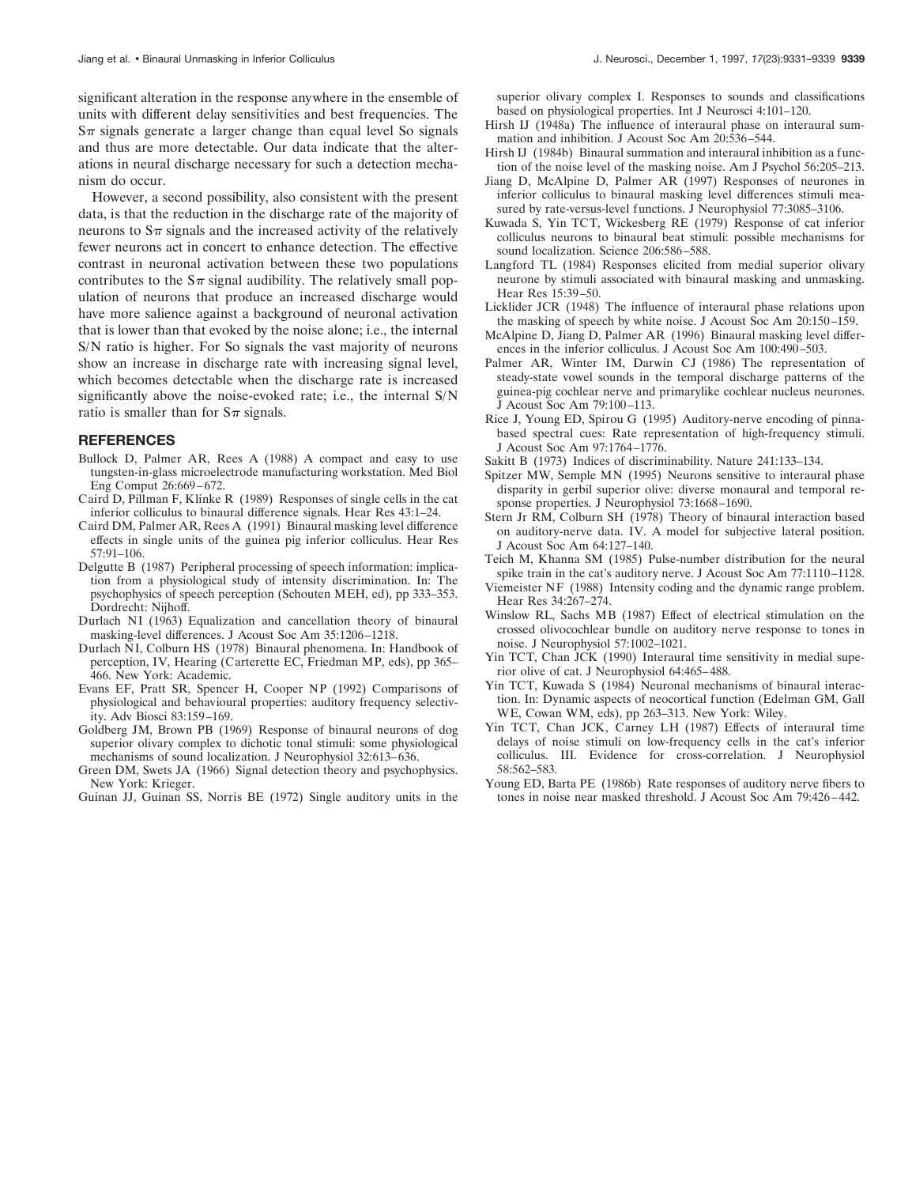significant alteration in the response anywhere in the ensemble of units with different delay sensitivities and best frequencies. The $S\pi$ signals generate a larger change than equal level So signals and thus are more detectable. Our data indicate that the alterations in neural discharge necessary for such a detection mechanism do occur.

However, a second possibility, also consistent with the present data, is that the reduction in the discharge rate of the majority of neurons to $S\pi$ signals and the increased activity of the relatively fewer neurons act in concert to enhance detection. The effective contrast in neuronal activation between these two populations contributes to the $S\pi$ signal audibility. The relatively small population of neurons that produce an increased discharge would have more salience against a background of neuronal activation that is lower than that evoked by the noise alone; i.e., the internal S/N ratio is higher. For So signals the vast majority of neurons show an increase in discharge rate with increasing signal level, which becomes detectable when the discharge rate is increased significantly above the noise-evoked rate; i.e., the internal S/N ratio is smaller than for $S\pi$ signals.

## REFERENCES

Bullock D, Palmer AR, Rees A (1988) A compact and easy to use tungsten-in-glass microelectrode manufacturing workstation. Med Biol Eng Comput 26:669–672.

Caird D, Pillman F, Klinke R (1989) Responses of single cells in the cat inferior colliculus to binaural difference signals. Hear Res 43:1–24.

Caird DM, Palmer AR, Rees A (1991) Binaural masking level difference effects in single units of the guinea pig inferior colliculus. Hear Res 57:91–106.

Delgutte B (1987) Peripheral processing of speech information: implication from a physiological study of intensity discrimination. In: The psychophysics of speech perception (Schouten MEH, ed), pp 333–353. Dordrecht: Nijhoff.

Durlach NI (1963) Equalization and cancellation theory of binaural masking-level differences. J Acoust Soc Am 35:1206–1218.

Durlach NI, Colburn HS (1978) Binaural phenomena. In: Handbook of perception, IV, Hearing (Carterette EC, Friedman MP, eds), pp 365–466. New York: Academic.

Evans EF, Pratt SR, Spencer H, Cooper NP (1992) Comparisons of physiological and behavioural properties: auditory frequency selectivity. Adv Biosci 83:159–169.

Goldberg JM, Brown PB (1969) Response of binaural neurons of dog superior olivary complex to dichotic tonal stimuli: some physiological mechanisms of sound localization. J Neurophysiol 32:613–636.

Green DM, Swets JA (1966) Signal detection theory and psychophysics. New York: Krieger.

Guinan JJ, Guinan SS, Norris BE (1972) Single auditory units in the superior olivary complex I. Responses to sounds and classifications based on physiological properties. Int J Neurosci 4:101–120.

Hirsh IJ (1948a) The influence of interaural phase on interaural summation and inhibition. J Acoust Soc Am 20:536–544.

Hirsh IJ (1984b) Binaural summation and interaural inhibition as a function of the noise level of the masking noise. Am J Psychol 56:205–213.

Jiang D, McAlpine D, Palmer AR (1997) Responses of neurones in inferior colliculus to binaural masking level differences stimuli measured by rate-versus-level functions. J Neurophysiol 77:3085–3106.

Kuwada S, Yin TCT, Wickesberg RE (1979) Response of cat inferior colliculus neurons to binaural beat stimuli: possible mechanisms for sound localization. Science 206:586–588.

Langford TL (1984) Responses elicited from medial superior olivary neurone by stimuli associated with binaural masking and unmasking. Hear Res 15:39–50.

Licklider JCR (1948) The influence of interaural phase relations upon the masking of speech by white noise. J Acoust Soc Am 20:150–159.

McAlpine D, Jiang D, Palmer AR (1996) Binaural masking level differences in the inferior colliculus. J Acoust Soc Am 100:490–503.

Palmer AR, Winter IM, Darwin CJ (1986) The representation of steady-state vowel sounds in the temporal discharge patterns of the guinea-pig cochlear nerve and primarylike cochlear nucleus neurones. J Acoust Soc Am 79:100–113.

Rice J, Young ED, Spirou G (1995) Auditory-nerve encoding of pinna-based spectral cues: Rate representation of high-frequency stimuli. J Acoust Soc Am 97:1764–1776.

Sakitt B (1973) Indices of discriminability. Nature 241:133–134.

Spitzer MW, Semple MN (1995) Neurons sensitive to interaural phase disparity in gerbil superior olive: diverse monaural and temporal response properties. J Neurophysiol 73:1668–1690.

Stern Jr RM, Colburn SH (1978) Theory of binaural interaction based on auditory-nerve data. IV. A model for subjective lateral position. J Acoust Soc Am 64:127–140.

Teich M, Khanna SM (1985) Pulse-number distribution for the neural spike train in the cat's auditory nerve. J Acoust Soc Am 77:1110–1128.

Viemeister NF (1988) Intensity coding and the dynamic range problem. Hear Res 34:267–274.

Winslow RL, Sachs MB (1987) Effect of electrical stimulation on the crossed olivocochlear bundle on auditory nerve response to tones in noise. J Neurophysiol 57:1002–1021.

Yin TCT, Chan JCK (1990) Interaural time sensitivity in medial superior olive of cat. J Neurophysiol 64:465–488.

Yin TCT, Kuwada S (1984) Neuronal mechanisms of binaural interaction. In: Dynamic aspects of neocortical function (Edelman GM, Gall WE, Cowan WM, eds), pp 263–313. New York: Wiley.

Yin TCT, Chan JCK, Carney LH (1987) Effects of interaural time delays of noise stimuli on low-frequency cells in the cat's inferior colliculus. III. Evidence for cross-correlation. J Neurophysiol 58:562–583.

Young ED, Barta PE (1986b) Rate responses of auditory nerve fibers to tones in noise near masked threshold. J Acoust Soc Am 79:426–442.